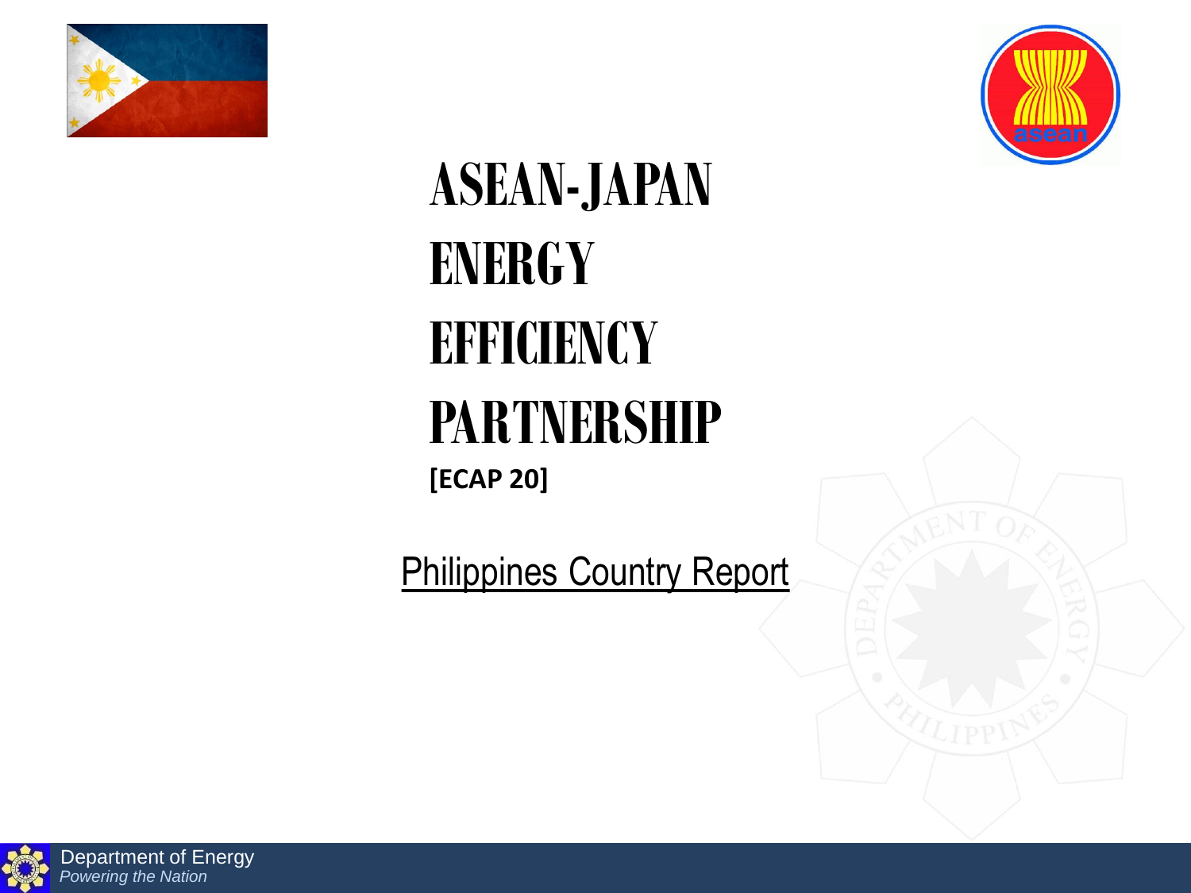# ASEAN-JAPAN ENERGY EFFICIENCY PARTNERSHIP

**[ECAP 20]**

Philippines Country Report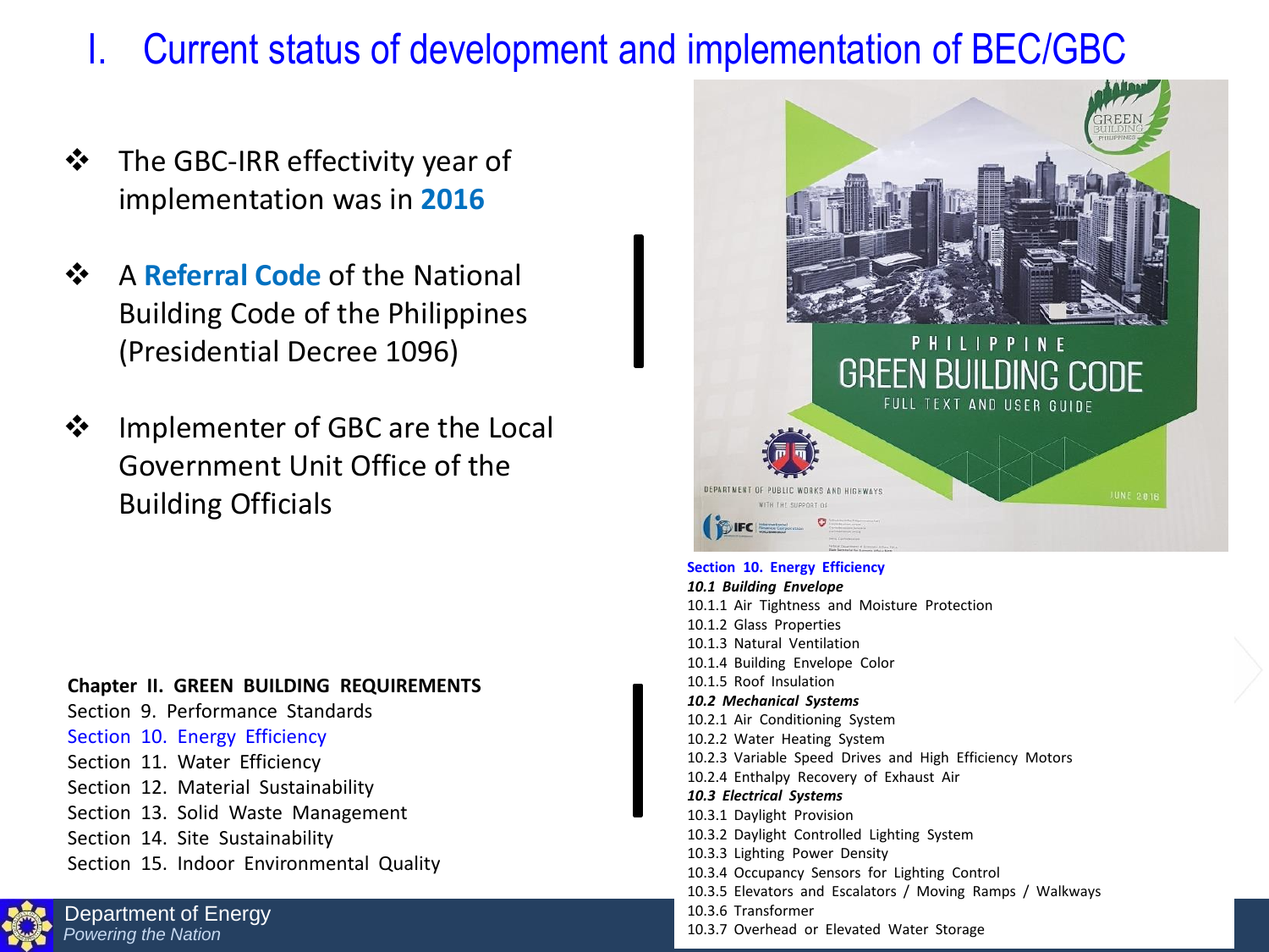# I. Current status of development and implementation of BEC/GBC

- The GBC-IRR effectivity year of implementation was in **2016**
- A **Referral Code** of the National Building Code of the Philippines (Presidential Decree 1096)
- Implementer of GBC are the Local Government Unit Office of the Building Officials

**Chapter II. GREEN BUILDING REQUIREMENTS**

Section 9. Performance Standards
Section 10. Energy Efficiency
Section 11. Water Efficiency
Section 12. Material Sustainability
Section 13. Solid Waste Management
Section 14. Site Sustainability
Section 15. Indoor Environmental Quality

PHILIPPINE GREEN BUILDING CODE
FULL TEXT AND USER GUIDE
DEPARTMENT OF PUBLIC WORKS AND HIGHWAYS
WITH THE SUPPORT OF
JUNE 2016

**Section 10. Energy Efficiency**

***10.1 Building Envelope***
10.1.1 Air Tightness and Moisture Protection
10.1.2 Glass Properties
10.1.3 Natural Ventilation
10.1.4 Building Envelope Color
10.1.5 Roof Insulation

***10.2 Mechanical Systems***
10.2.1 Air Conditioning System
10.2.2 Water Heating System
10.2.3 Variable Speed Drives and High Efficiency Motors
10.2.4 Enthalpy Recovery of Exhaust Air

***10.3 Electrical Systems***
10.3.1 Daylight Provision
10.3.2 Daylight Controlled Lighting System
10.3.3 Lighting Power Density
10.3.4 Occupancy Sensors for Lighting Control
10.3.5 Elevators and Escalators / Moving Ramps / Walkways
10.3.6 Transformer
10.3.7 Overhead or Elevated Water Storage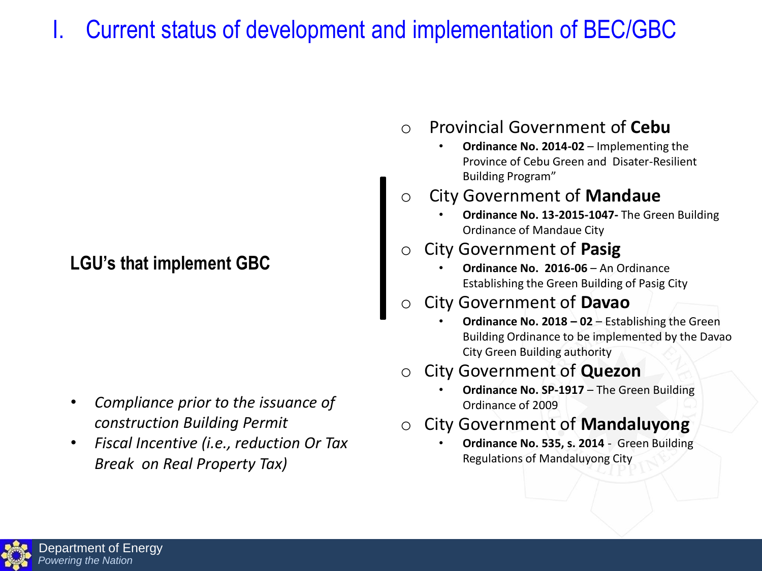# I. Current status of development and implementation of BEC/GBC

**LGU's that implement GBC**

- *Compliance prior to the issuance of construction Building Permit*
- *Fiscal Incentive (i.e., reduction Or Tax Break on Real Property Tax)*

- Provincial Government of **Cebu**
  - **Ordinance No. 2014-02** – Implementing the Province of Cebu Green and Disater-Resilient Building Program"
- City Government of **Mandaue**
  - **Ordinance No. 13-2015-1047-** The Green Building Ordinance of Mandaue City
- City Government of **Pasig**
  - **Ordinance No. 2016-06** – An Ordinance Establishing the Green Building of Pasig City
- City Government of **Davao**
  - **Ordinance No. 2018 – 02** – Establishing the Green Building Ordinance to be implemented by the Davao City Green Building authority
- City Government of **Quezon**
  - **Ordinance No. SP-1917** – The Green Building Ordinance of 2009
- City Government of **Mandaluyong**
  - **Ordinance No. 535, s. 2014** - Green Building Regulations of Mandaluyong City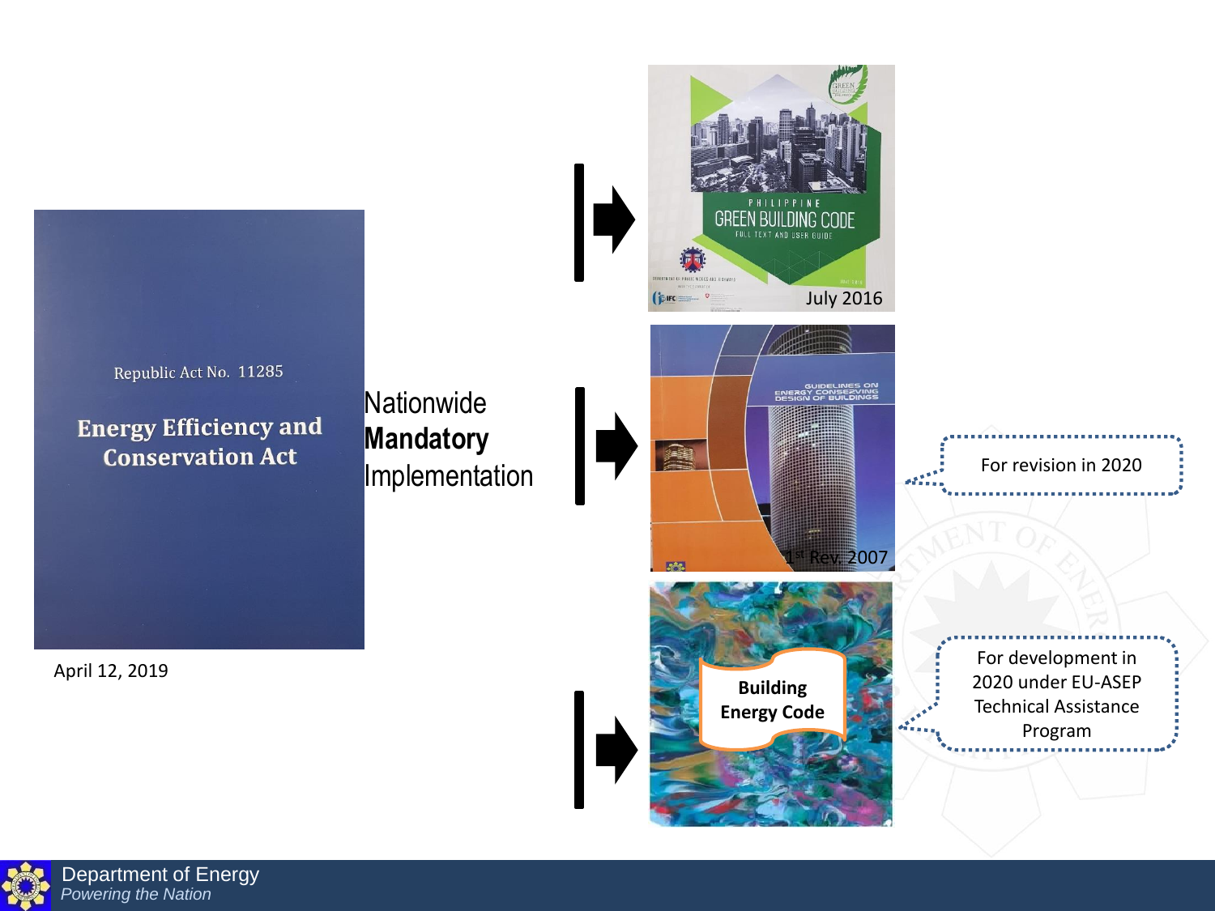Republic Act No. 11285

**Energy Efficiency and Conservation Act**

April 12, 2019

Nationwide **Mandatory** Implementation

PHILIPPINE GREEN BUILDING CODE — FULL TEXT AND USER GUIDE

July 2016

GUIDELINES ON ENERGY CONSERVING DESIGN OF BUILDINGS

1st Rev. 2007

For revision in 2020

**Building Energy Code**

For development in 2020 under EU-ASEP Technical Assistance Program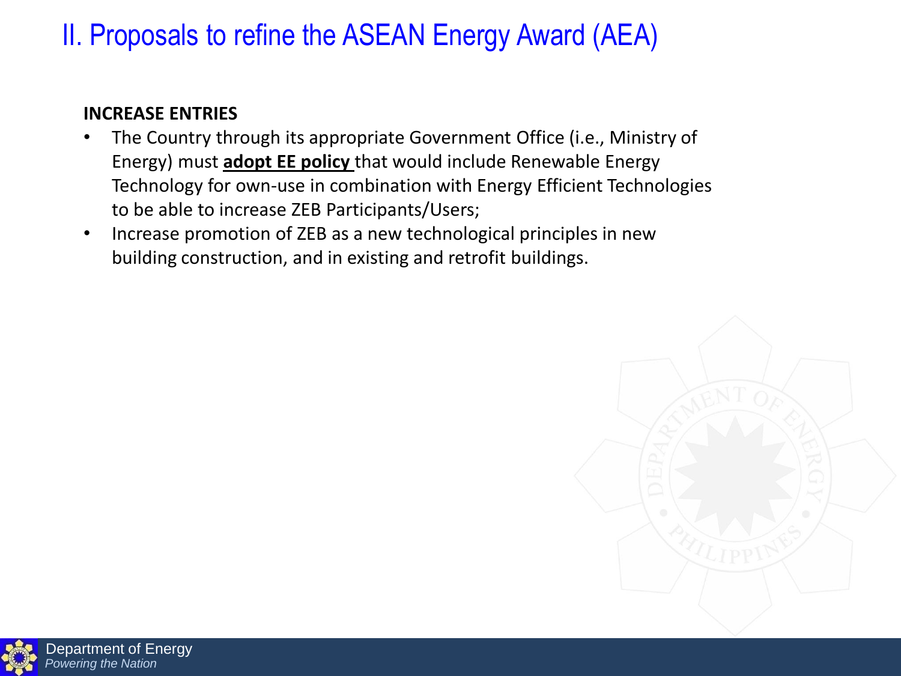# II. Proposals to refine the ASEAN Energy Award (AEA)

**INCREASE ENTRIES**

- The Country through its appropriate Government Office (i.e., Ministry of Energy) must **adopt EE policy** that would include Renewable Energy Technology for own-use in combination with Energy Efficient Technologies to be able to increase ZEB Participants/Users;
- Increase promotion of ZEB as a new technological principles in new building construction, and in existing and retrofit buildings.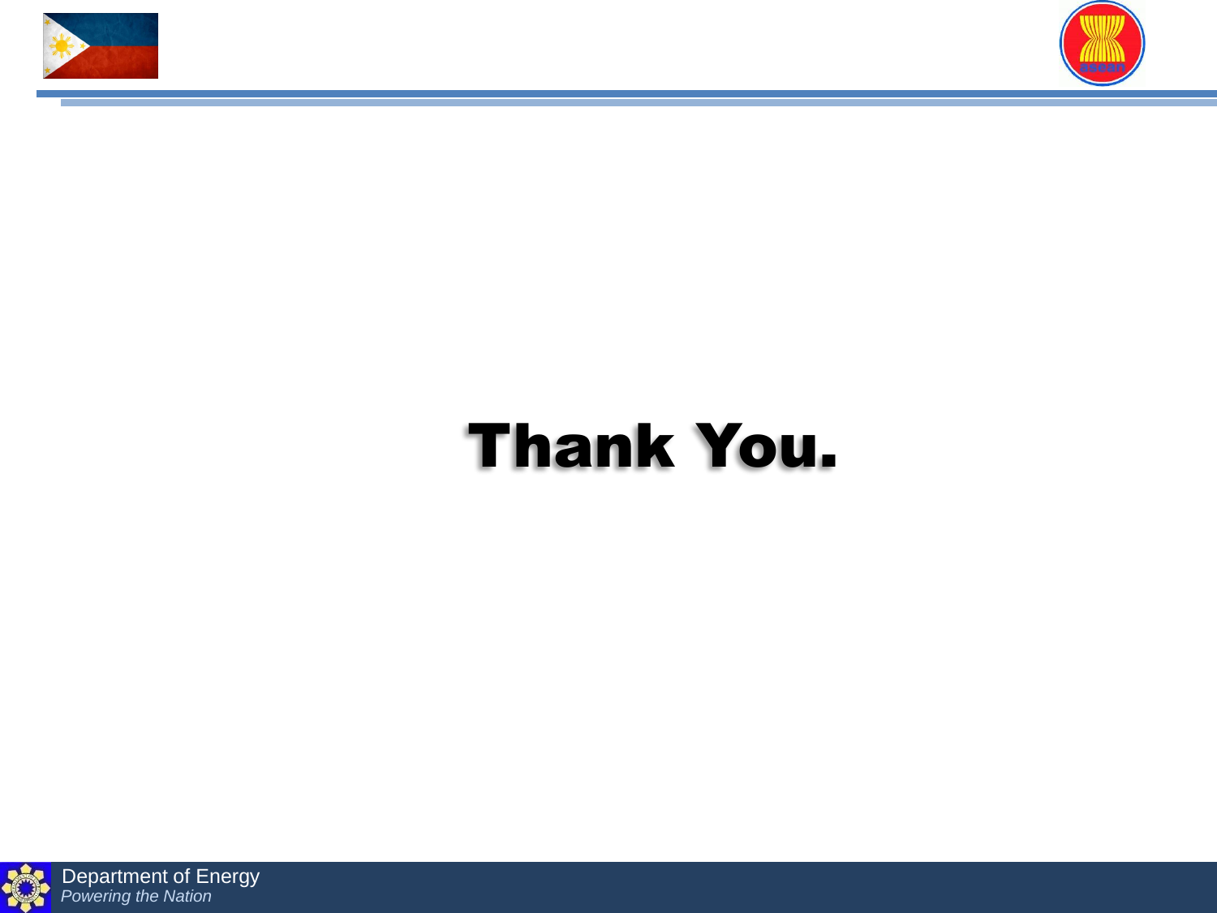# Thank You.